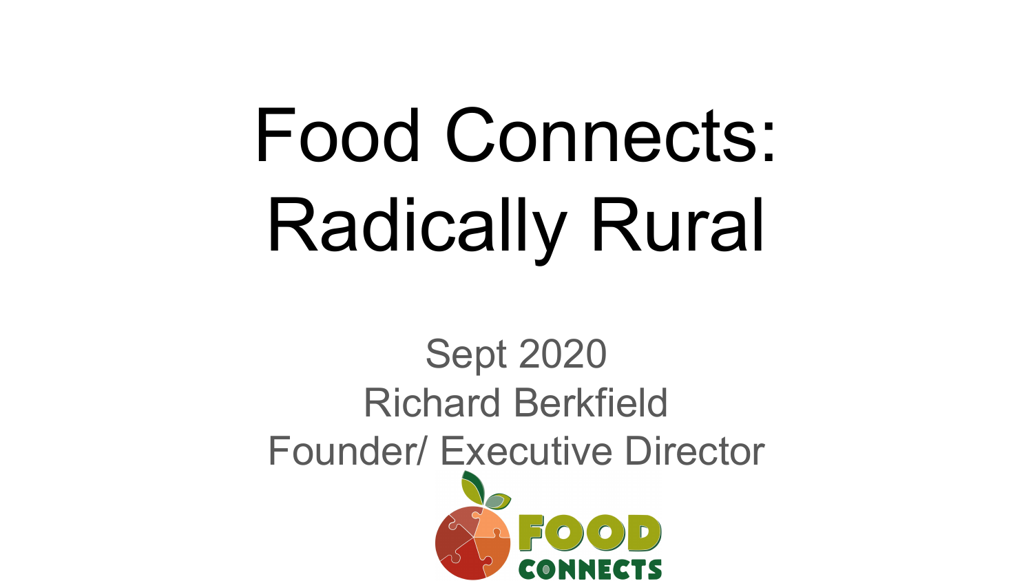# Food Connects: Radically Rural

Sept 2020

Richard Berkfield

Founder/ Executive Director

FOOD CONNECTS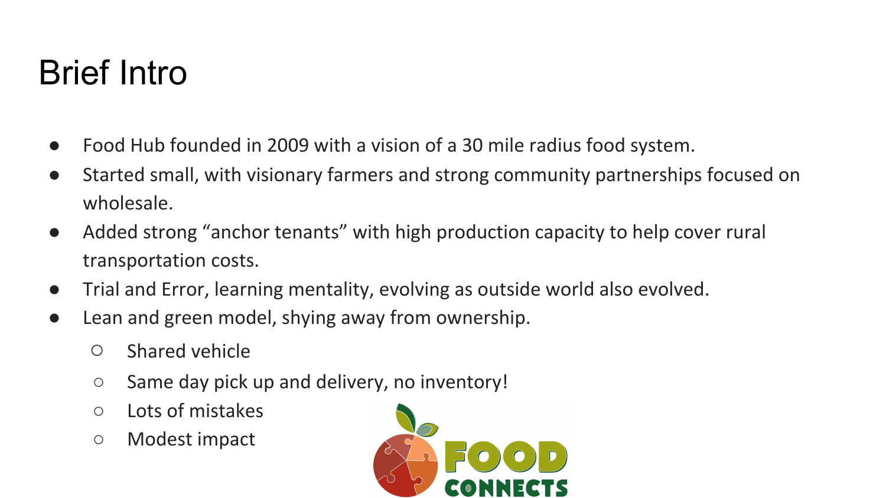# Brief Intro

- Food Hub founded in 2009 with a vision of a 30 mile radius food system.
- Started small, with visionary farmers and strong community partnerships focused on wholesale.
- Added strong "anchor tenants" with high production capacity to help cover rural transportation costs.
- Trial and Error, learning mentality, evolving as outside world also evolved.
- Lean and green model, shying away from ownership.
  - Shared vehicle
  - Same day pick up and delivery, no inventory!
  - Lots of mistakes
  - Modest impact

FOOD CONNECTS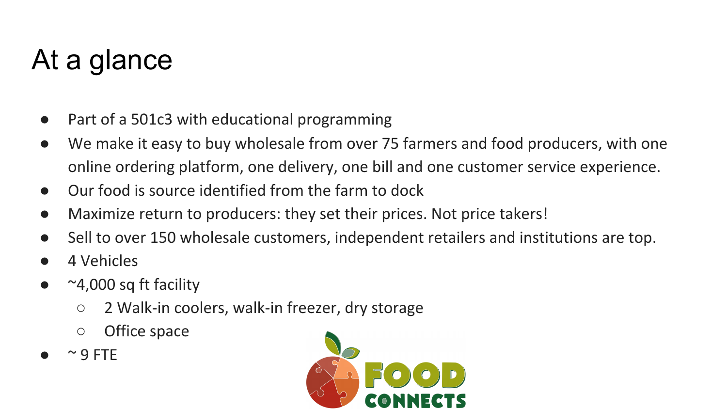# At a glance

- Part of a 501c3 with educational programming
- We make it easy to buy wholesale from over 75 farmers and food producers, with one online ordering platform, one delivery, one bill and one customer service experience.
- Our food is source identified from the farm to dock
- Maximize return to producers: they set their prices. Not price takers!
- Sell to over 150 wholesale customers, independent retailers and institutions are top.
- 4 Vehicles
- ~4,000 sq ft facility
  - 2 Walk-in coolers, walk-in freezer, dry storage
  - Office space
- ~ 9 FTE

FOOD CONNECTS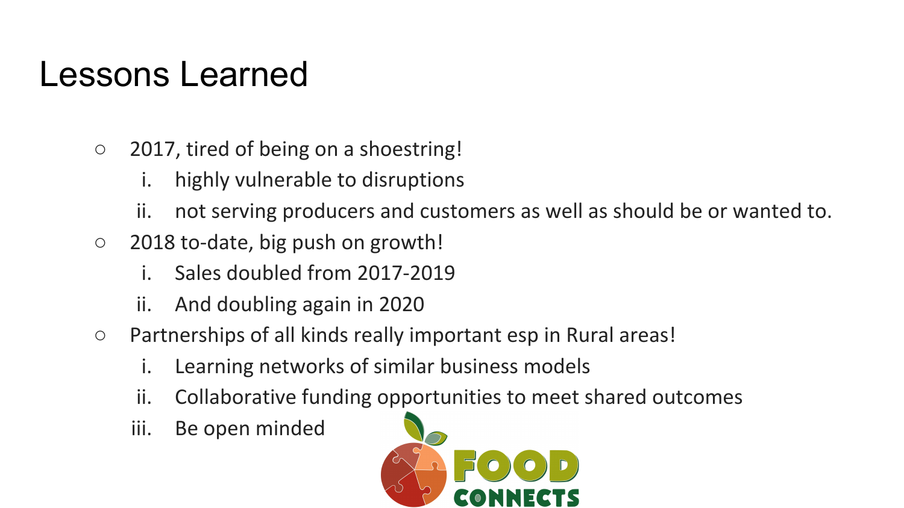# Lessons Learned

- 2017, tired of being on a shoestring!
  1. highly vulnerable to disruptions
  2. not serving producers and customers as well as should be or wanted to.
- 2018 to-date, big push on growth!
  1. Sales doubled from 2017-2019
  2. And doubling again in 2020
- Partnerships of all kinds really important esp in Rural areas!
  1. Learning networks of similar business models
  2. Collaborative funding opportunities to meet shared outcomes
  3. Be open minded

FOOD CONNECTS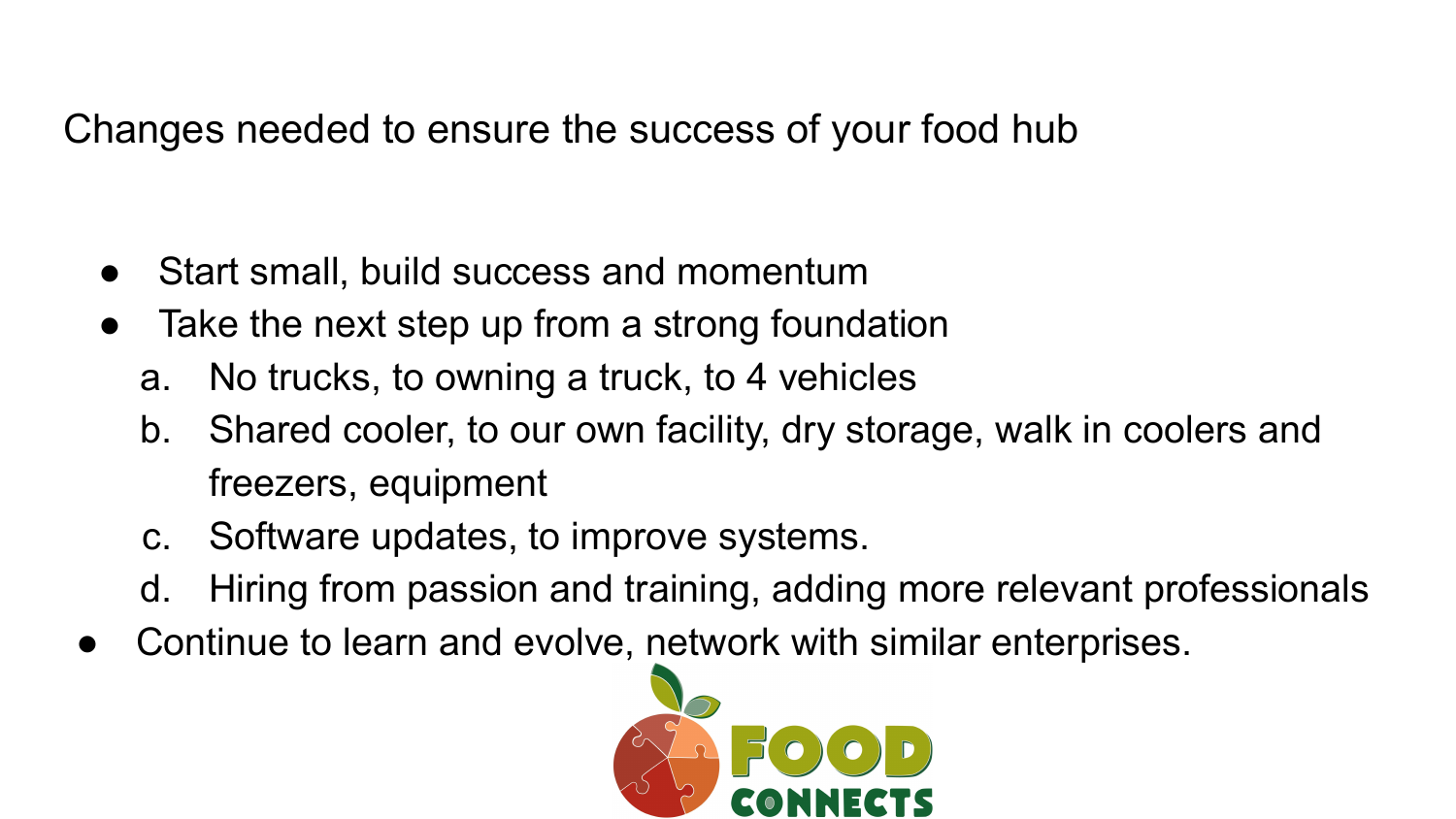# Changes needed to ensure the success of your food hub

- Start small, build success and momentum
- Take the next step up from a strong foundation
  a. No trucks, to owning a truck, to 4 vehicles
  b. Shared cooler, to our own facility, dry storage, walk in coolers and freezers, equipment
  c. Software updates, to improve systems.
  d. Hiring from passion and training, adding more relevant professionals
- Continue to learn and evolve, network with similar enterprises.

FOOD CONNECTS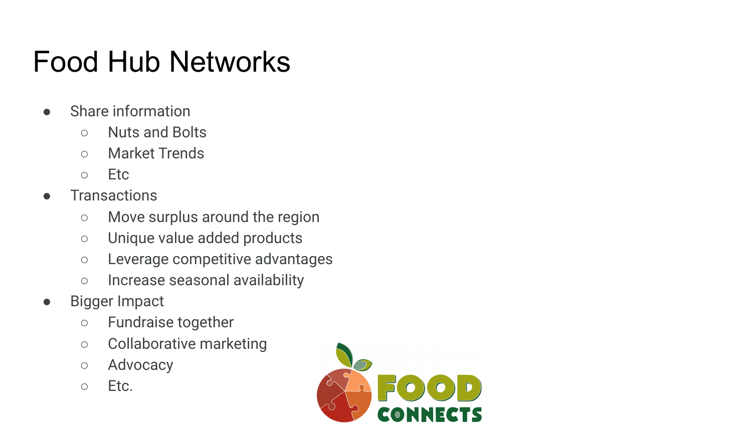# Food Hub Networks

- Share information
  - Nuts and Bolts
  - Market Trends
  - Etc
- Transactions
  - Move surplus around the region
  - Unique value added products
  - Leverage competitive advantages
  - Increase seasonal availability
- Bigger Impact
  - Fundraise together
  - Collaborative marketing
  - Advocacy
  - Etc.

FOOD CONNECTS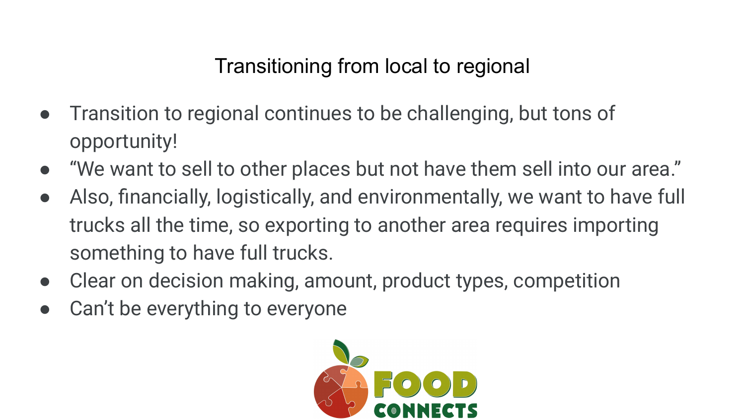# Transitioning from local to regional

- Transition to regional continues to be challenging, but tons of opportunity!
- “We want to sell to other places but not have them sell into our area.”
- Also, financially, logistically, and environmentally, we want to have full trucks all the time, so exporting to another area requires importing something to have full trucks.
- Clear on decision making, amount, product types, competition
- Can’t be everything to everyone

FOOD CONNECTS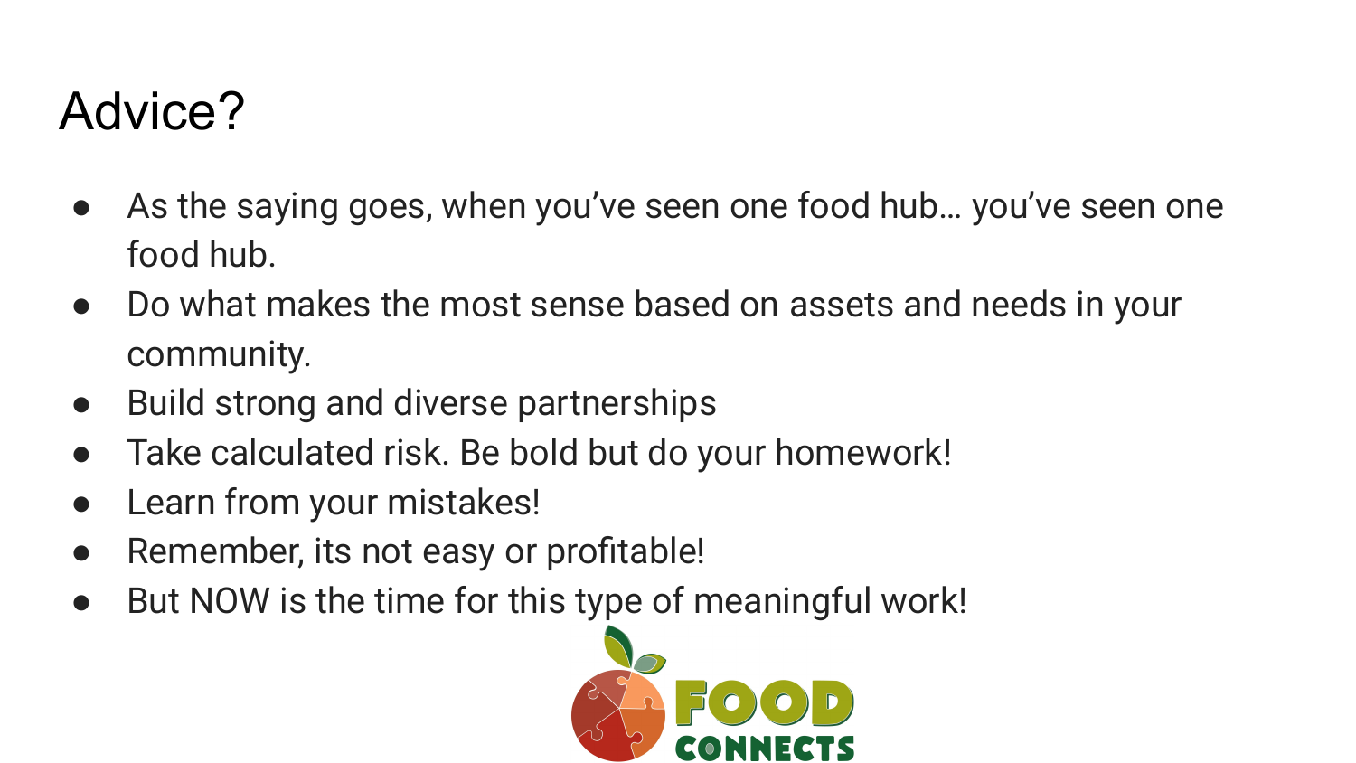# Advice?

- As the saying goes, when you've seen one food hub… you've seen one food hub.
- Do what makes the most sense based on assets and needs in your community.
- Build strong and diverse partnerships
- Take calculated risk. Be bold but do your homework!
- Learn from your mistakes!
- Remember, its not easy or profitable!
- But NOW is the time for this type of meaningful work!

FOOD CONNECTS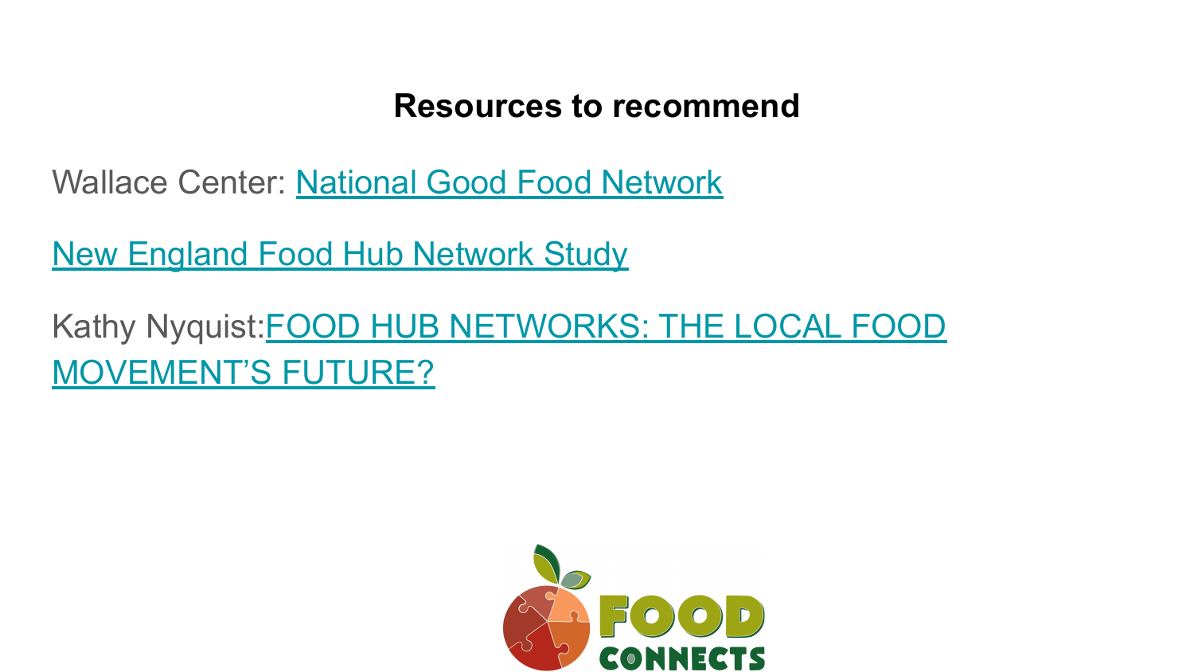# Resources to recommend

Wallace Center: National Good Food Network

New England Food Hub Network Study

Kathy Nyquist:FOOD HUB NETWORKS: THE LOCAL FOOD MOVEMENT'S FUTURE?

FOOD CONNECTS